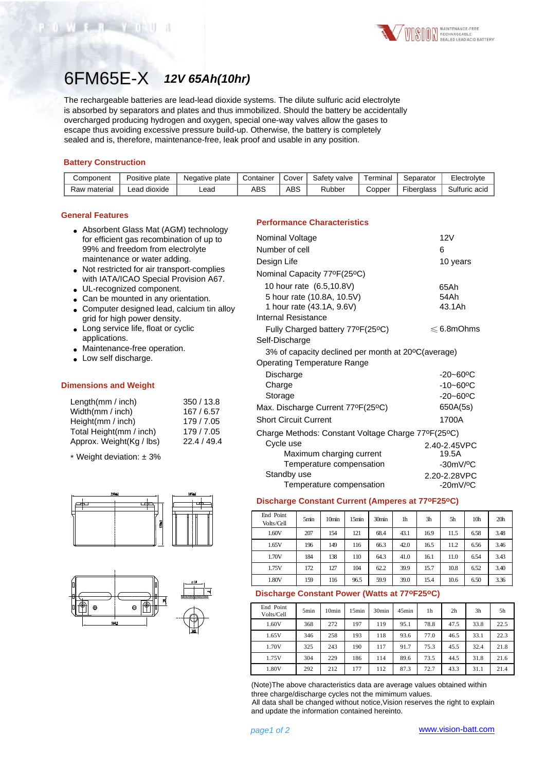# 6FM65E-X *12V 65Ah(10hr)*

The rechargeable batteries are lead-lead dioxide systems. The dilute sulfuric acid electrolyte is absorbed by separators and plates and thus immobilized. Should the battery be accidentally overcharged producing hydrogen and oxygen, special one-way valves allow the gases to escape thus avoiding excessive pressure build-up. Otherwise, the battery is completely sealed and is, therefore, maintenance-free, leak proof and usable in any position.

## Battery Construction

| Component | Positive plate | Negative plate | Container | Cover | Safety valve | Terminal | Separator | Electrolyte |
|---|---|---|---|---|---|---|---|---|
| Raw material | Lead dioxide | Lead | ABS | ABS | Rubber | Copper | Fiberglass | Sulfuric acid |

## General Features

- Absorbent Glass Mat (AGM) technology for efficient gas recombination of up to 99% and freedom from electrolyte maintenance or water adding.
- Not restricted for air transport-complies with IATA/ICAO Special Provision A67.
- UL-recognized component.
- Can be mounted in any orientation.
- Computer designed lead, calcium tin alloy grid for high power density.
- Long service life, float or cyclic applications.
- Maintenance-free operation.
- Low self discharge.

## Dimensions and Weight

| | |
|---|---|
| Length(mm / inch) | 350 / 13.8 |
| Width(mm / inch) | 167 / 6.57 |
| Height(mm / inch) | 179 / 7.05 |
| Total Height(mm / inch) | 179 / 7.05 |
| Approx. Weight(Kg / lbs) | 22.4 / 49.4 |

* Weight deviation: ± 3%

## Performance Characteristics

| | |
|---|---|
| Nominal Voltage | 12V |
| Number of cell | 6 |
| Design Life | 10 years |
| Nominal Capacity 77ºF(25ºC) | |
| 10 hour rate (6.5,10.8V) | 65Ah |
| 5 hour rate (10.8A, 10.5V) | 54Ah |
| 1 hour rate (43.1A, 9.6V) | 43.1Ah |
| Internal Resistance | |
| Fully Charged battery 77ºF(25ºC) | ≤6.8mOhms |
| Self-Discharge | |
| 3% of capacity declined per month at 20ºC(average) | |
| Operating Temperature Range | |
| Discharge | -20~60ºC |
| Charge | -10~60ºC |
| Storage | -20~60ºC |
| Max. Discharge Current 77ºF(25ºC) | 650A(5s) |
| Short Circuit Current | 1700A |
| Charge Methods: Constant Voltage Charge 77ºF(25ºC) | |
| Cycle use | 2.40-2.45VPC |
| Maximum charging current | 19.5A |
| Temperature compensation | -30mV/ºC |
| Standby use | 2.20-2.28VPC |
| Temperature compensation | -20mV/ºC |

## Discharge Constant Current (Amperes at 77ºF25ºC)

| End Point Volts/Cell | 5min | 10min | 15min | 30min | 1h | 3h | 5h | 10h | 20h |
|---|---|---|---|---|---|---|---|---|---|
| 1.60V | 207 | 154 | 121 | 68.4 | 43.1 | 16.9 | 11.5 | 6.58 | 3.48 |
| 1.65V | 196 | 149 | 116 | 66.3 | 42.0 | 16.5 | 11.2 | 6.56 | 3.46 |
| 1.70V | 184 | 138 | 110 | 64.3 | 41.0 | 16.1 | 11.0 | 6.54 | 3.43 |
| 1.75V | 172 | 127 | 104 | 62.2 | 39.9 | 15.7 | 10.8 | 6.52 | 3.40 |
| 1.80V | 159 | 116 | 96.5 | 59.9 | 39.0 | 15.4 | 10.6 | 6.50 | 3.36 |

## Discharge Constant Power (Watts at 77ºF25ºC)

| End Point Volts/Cell | 5min | 10min | 15min | 30min | 45min | 1h | 2h | 3h | 5h |
|---|---|---|---|---|---|---|---|---|---|
| 1.60V | 368 | 272 | 197 | 119 | 95.1 | 78.8 | 47.5 | 33.8 | 22.5 |
| 1.65V | 346 | 258 | 193 | 118 | 93.6 | 77.0 | 46.5 | 33.1 | 22.3 |
| 1.70V | 325 | 243 | 190 | 117 | 91.7 | 75.3 | 45.5 | 32.4 | 21.8 |
| 1.75V | 304 | 229 | 186 | 114 | 89.6 | 73.5 | 44.5 | 31.8 | 21.6 |
| 1.80V | 292 | 212 | 177 | 112 | 87.3 | 72.7 | 43.3 | 31.1 | 21.4 |

(Note)The above characteristics data are average values obtained within three charge/discharge cycles not the mimimum values.
All data shall be changed without notice,Vision reserves the right to explain and update the information contained hereinto.

www.vision-batt.com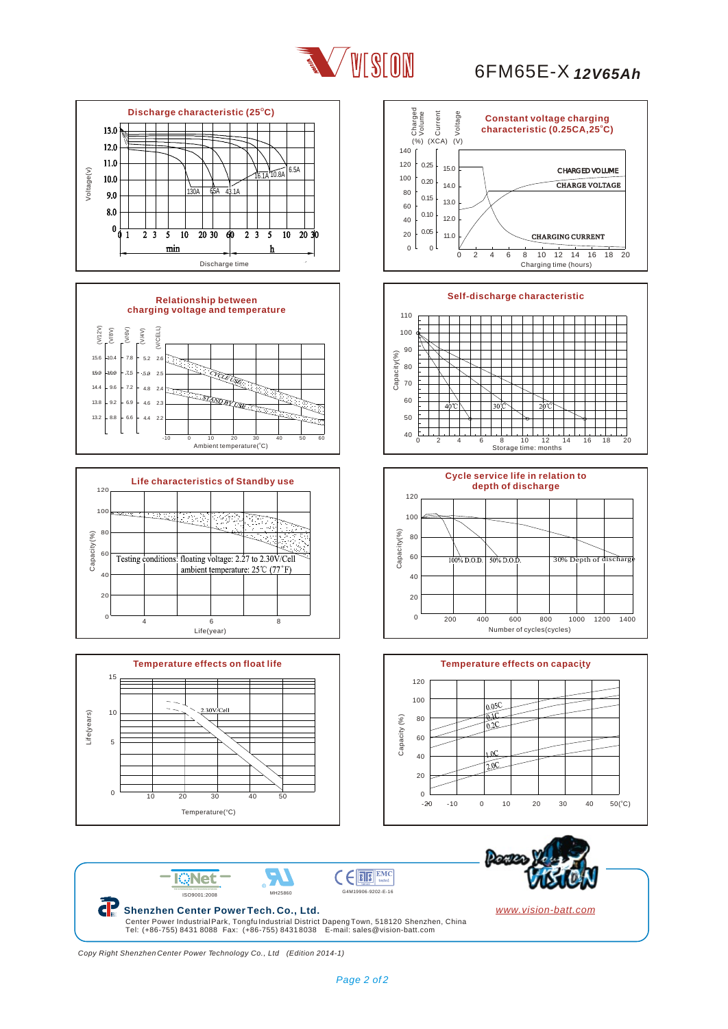VISION

6FM65E-X ***12V65Ah***

## Discharge characteristic (25°C)

13.0
12.0
11.0
10.0
9.0
8.0
0

Voltage(V)

130A 65A 43.1A 16.1A 10.8A 6.5A

0 1 2 3 5 10 20 30 60 2 3 5 10 20 30

min h

Discharge time

## Constant voltage charging characteristic (0.25CA,25°C)

Charged Volume (%) Current (XCA) Voltage (V)

140 120 100 80 60 40 20 0

0.25 0.20 0.15 0.10 0.05 0

15.0 14.0 13.0 12.0 11.0

CHARGED VOLUME
CHARGE VOLTAGE
CHARGING CURRENT

0 2 4 6 8 10 12 14 16 18 20

Charging time (hours)

## Relationship between charging voltage and temperature

(V/12V) (V/8V) (V/6V) (V/4V) (V/CELL)

15.6 10.4 7.8 5.2 2.6
15.0 10.0 7.5 5.0 2.5
14.4 9.6 7.2 4.8 2.4
13.8 9.2 6.9 4.6 2.3
13.2 8.8 6.6 4.4 2.2

CYCLE USE
STAND BY USE

-10 0 10 20 30 40 50 60

Ambient temperature(°C)

## Self-discharge characteristic

110 100 90 80 70 60 50 40

Capacity(%)

40°C 30°C 20°C

0 2 4 6 8 10 12 14 16 18 20

Storage time: months

## Life characteristics of Standby use

120 100 80 60 40 20 0

Capacity(%)

Testing conditions: floating voltage: 2.27 to 2.30V/Cell
ambient temperature: 25°C (77°F)

4 6 8

Life(year)

## Cycle service life in relation to depth of discharge

120 100 80 60 40 20 0

Capacity(%)

100% D.O.D. 50% D.O.D. 30% Depth of discharge

200 400 600 800 1000 1200 1400

Number of cycles(cycles)

## Temperature effects on float life

15 10 5 0

Life(years)

2.30V/Cell

10 20 30 40 50

Temperature(°C)

## Temperature effects on capacity

120 100 80 60 40 20 0

Capacity (%)

0.05C 0.1C 0.2C 1.0C 2.0C

-20 -10 0 10 20 30 40 50(°C)

IQNet ISO9001:2008 MH25860 CE EMC G4M19906-9202-E-16

Power Your VISION

**Shenzhen Center Power Tech. Co., Ltd.**

Center Power Industrial Park, Tongfu Industrial District Dapeng Town, 518120 Shenzhen, China
Tel: (+86-755) 8431 8088 Fax: (+86-755) 8431 8038 E-mail: sales@vision-batt.com

*www.vision-batt.com*

*Copy Right Shenzhen Center Power Technology Co., Ltd (Edition 2014-1)*